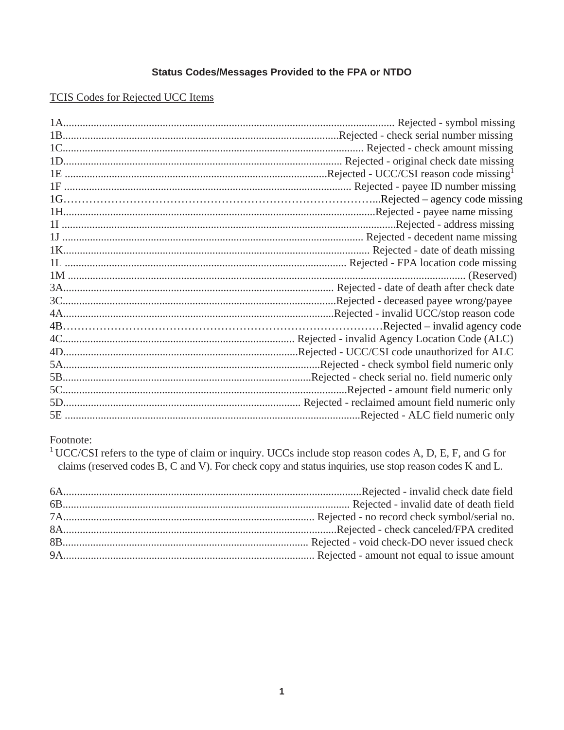**Status Codes/Messages Provided to the FPA or NTDO**

TCIS Codes for Rejected UCC Items

| Code | Message |
|---|---|
| 1A | Rejected - symbol missing |
| 1B | Rejected - check serial number missing |
| 1C | Rejected - check amount missing |
| 1D | Rejected - original check date missing |
| 1E | Rejected - UCC/CSI reason code missing[1] |
| 1F | Rejected - payee ID number missing |
| 1G | Rejected – agency code missing |
| 1H | Rejected - payee name missing |
| 1I | Rejected - address missing |
| 1J | Rejected - decedent name missing |
| 1K | Rejected - date of death missing |
| 1L | Rejected - FPA location code missing |
| 1M | (Reserved) |
| 3A | Rejected - date of death after check date |
| 3C | Rejected - deceased payee wrong/payee |
| 4A | Rejected - invalid UCC/stop reason code |
| 4B | Rejected – invalid agency code |
| 4C | Rejected - invalid Agency Location Code (ALC) |
| 4D | Rejected - UCC/CSI code unauthorized for ALC |
| 5A | Rejected - check symbol field numeric only |
| 5B | Rejected - check serial no. field numeric only |
| 5C | Rejected - amount field numeric only |
| 5D | Rejected - reclaimed amount field numeric only |
| 5E | Rejected - ALC field numeric only |

Footnote:

[1] UCC/CSI refers to the type of claim or inquiry. UCCs include stop reason codes A, D, E, F, and G for claims (reserved codes B, C and V). For check copy and status inquiries, use stop reason codes K and L.

| Code | Message |
|---|---|
| 6A | Rejected - invalid check date field |
| 6B | Rejected - invalid date of death field |
| 7A | Rejected - no record check symbol/serial no. |
| 8A | Rejected - check canceled/FPA credited |
| 8B | Rejected - void check-DO never issued check |
| 9A | Rejected - amount not equal to issue amount |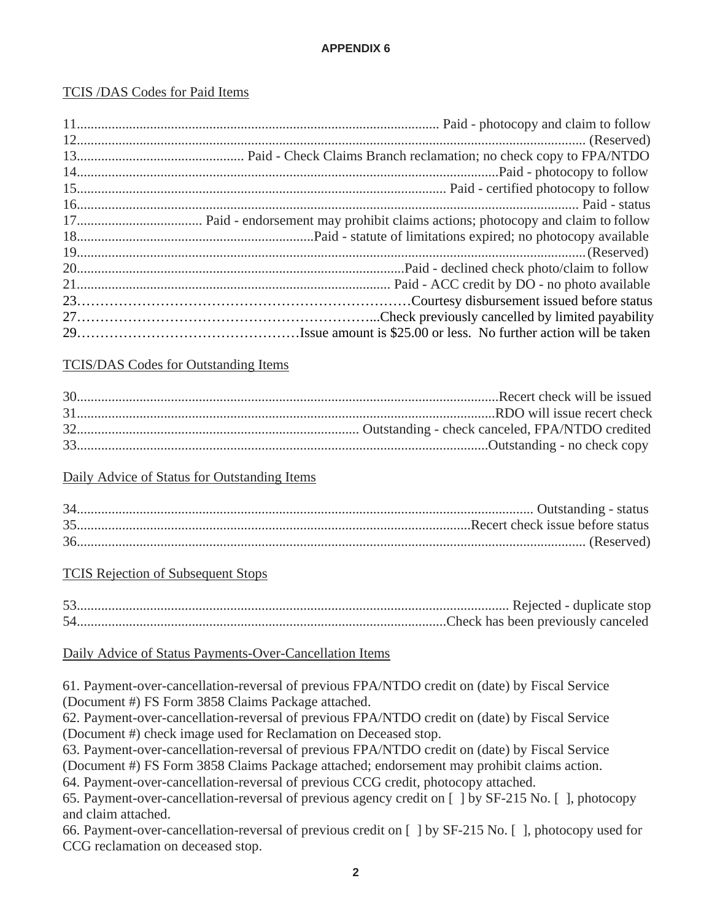**APPENDIX 6**

TCIS /DAS Codes for Paid Items

11....................................................................................................... Paid - photocopy and claim to follow
12................................................................................................................................................ (Reserved)
13................................................ Paid - Check Claims Branch reclamation; no check copy to FPA/NTDO
14.......................................................................................................................Paid - photocopy to follow
15........................................................................................................ Paid - certified photocopy to follow
16.............................................................................................................................................. Paid - status
17.................................... Paid - endorsement may prohibit claims actions; photocopy and claim to follow
18...................................................................Paid - statute of limitations expired; no photocopy available
19................................................................................................................................................(Reserved)
20.............................................................................................Paid - declined check photo/claim to follow
21........................................................................................ Paid - ACC credit by DO - no photo available
23……………………………………………………………Courtesy disbursement issued before status
27………………………………………………………...Check previously cancelled by limited payability
29…………………………………………Issue amount is $25.00 or less. No further action will be taken

TCIS/DAS Codes for Outstanding Items

30.......................................................................................................................Recert check will be issued
31......................................................................................................................RDO will issue recert check
32................................................................................ Outstanding - check canceled, FPA/NTDO credited
33....................................................................................................................Outstanding - no check copy

Daily Advice of Status for Outstanding Items

34................................................................................................................................. Outstanding - status
35..............................................................................................................Recert check issue before status
36................................................................................................................................................ (Reserved)

TCIS Rejection of Subsequent Stops

53.......................................................................................................................... Rejected - duplicate stop
54.........................................................................................................Check has been previously canceled

Daily Advice of Status Payments-Over-Cancellation Items

61. Payment-over-cancellation-reversal of previous FPA/NTDO credit on (date) by Fiscal Service (Document #) FS Form 3858 Claims Package attached.
62. Payment-over-cancellation-reversal of previous FPA/NTDO credit on (date) by Fiscal Service (Document #) check image used for Reclamation on Deceased stop.
63. Payment-over-cancellation-reversal of previous FPA/NTDO credit on (date) by Fiscal Service (Document #) FS Form 3858 Claims Package attached; endorsement may prohibit claims action.
64. Payment-over-cancellation-reversal of previous CCG credit, photocopy attached.
65. Payment-over-cancellation-reversal of previous agency credit on [ ] by SF-215 No. [ ], photocopy and claim attached.
66. Payment-over-cancellation-reversal of previous credit on [ ] by SF-215 No. [ ], photocopy used for CCG reclamation on deceased stop.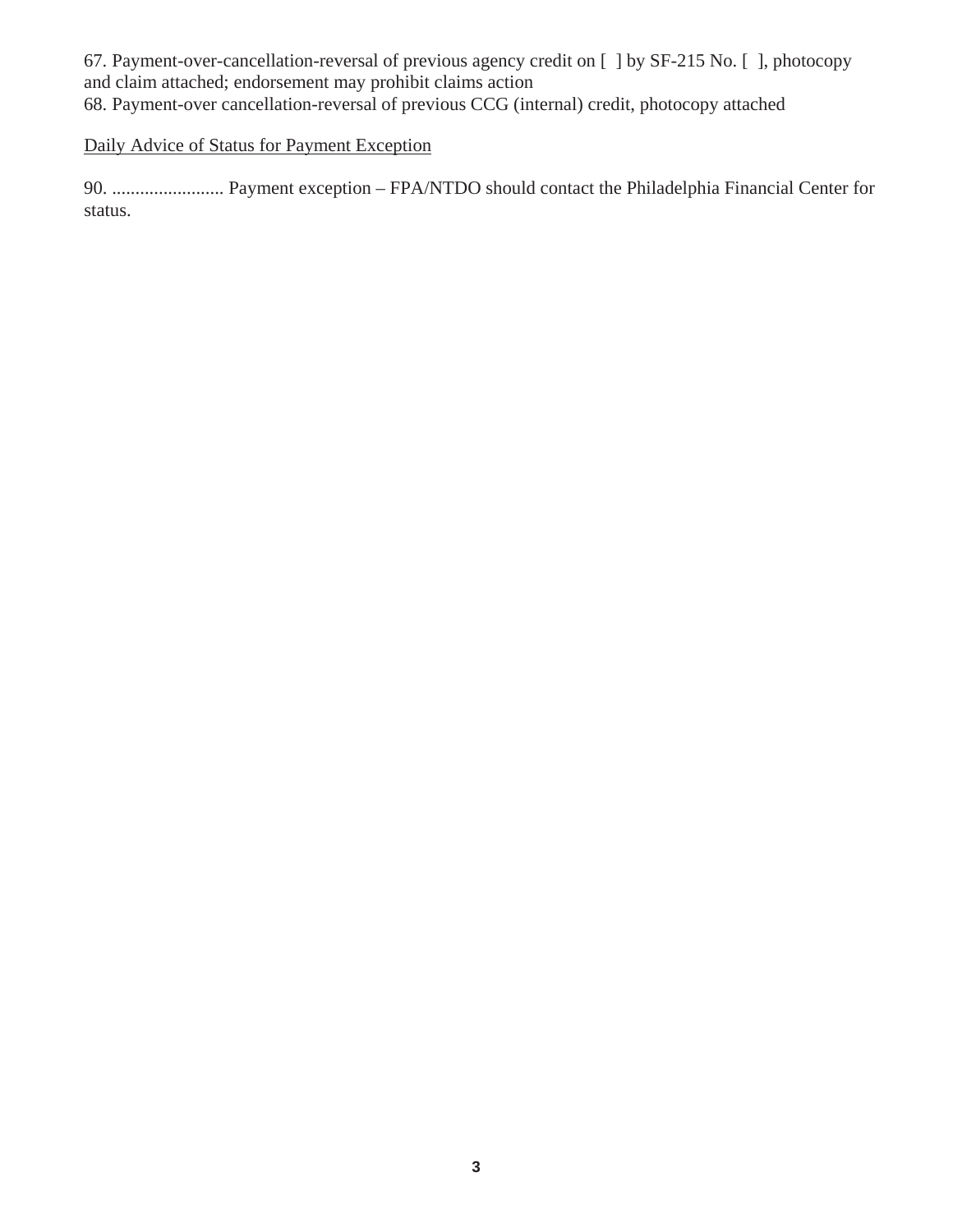67. Payment-over-cancellation-reversal of previous agency credit on [ ] by SF-215 No. [ ], photocopy and claim attached; endorsement may prohibit claims action

68. Payment-over cancellation-reversal of previous CCG (internal) credit, photocopy attached

Daily Advice of Status for Payment Exception

90. ........................ Payment exception – FPA/NTDO should contact the Philadelphia Financial Center for status.